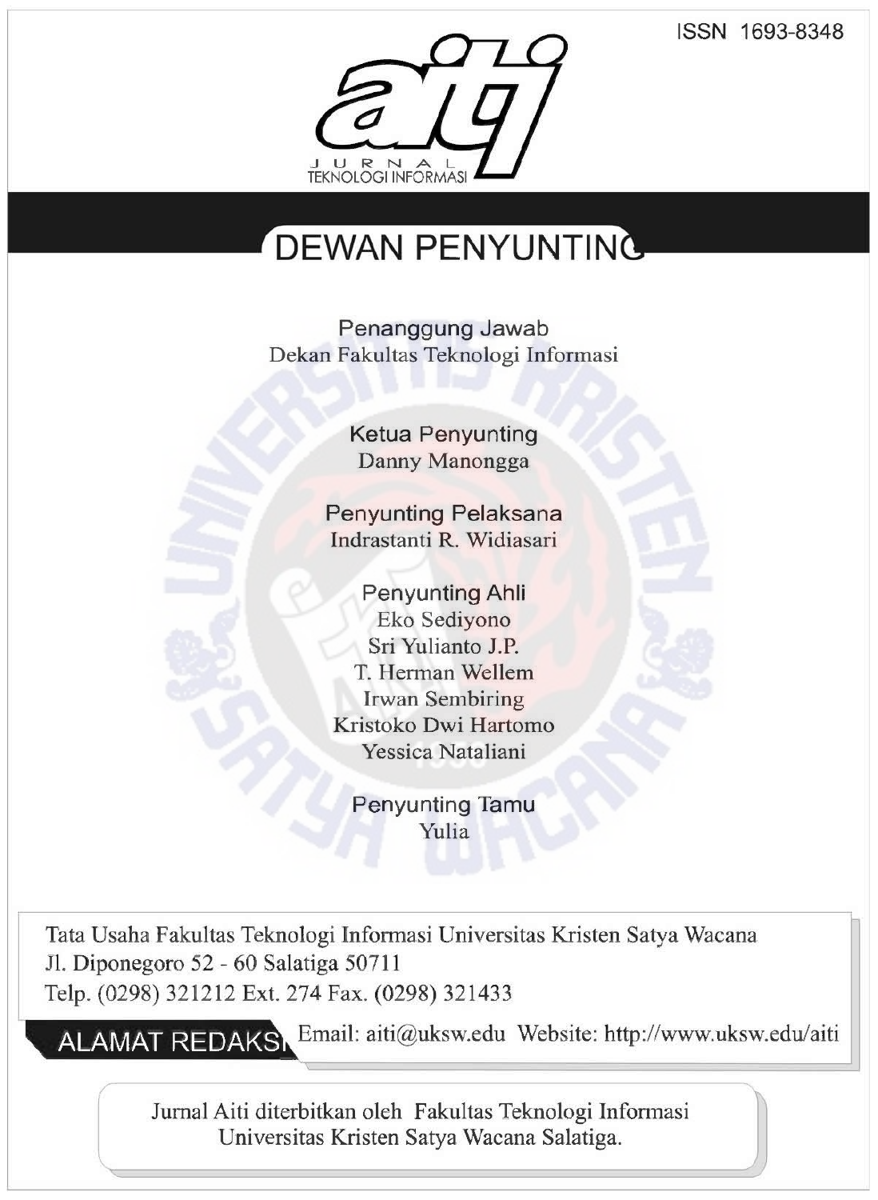ISSN 1693-8348

aiti

JURNAL TEKNOLOGI INFORMASI

# DEWAN PENYUNTING

**Penanggung Jawab**
Dekan Fakultas Teknologi Informasi

**Ketua Penyunting**
Danny Manongga

**Penyunting Pelaksana**
Indrastanti R. Widiasari

**Penyunting Ahli**
Eko Sediyono
Sri Yulianto J.P.
T. Herman Wellem
Irwan Sembiring
Kristoko Dwi Hartomo
Yessica Nataliani

**Penyunting Tamu**
Yulia

## ALAMAT REDAKSI

Tata Usaha Fakultas Teknologi Informasi Universitas Kristen Satya Wacana
Jl. Diponegoro 52 - 60 Salatiga 50711
Telp. (0298) 321212 Ext. 274 Fax. (0298) 321433
Email: aiti@uksw.edu Website: http://www.uksw.edu/aiti

Jurnal Aiti diterbitkan oleh Fakultas Teknologi Informasi Universitas Kristen Satya Wacana Salatiga.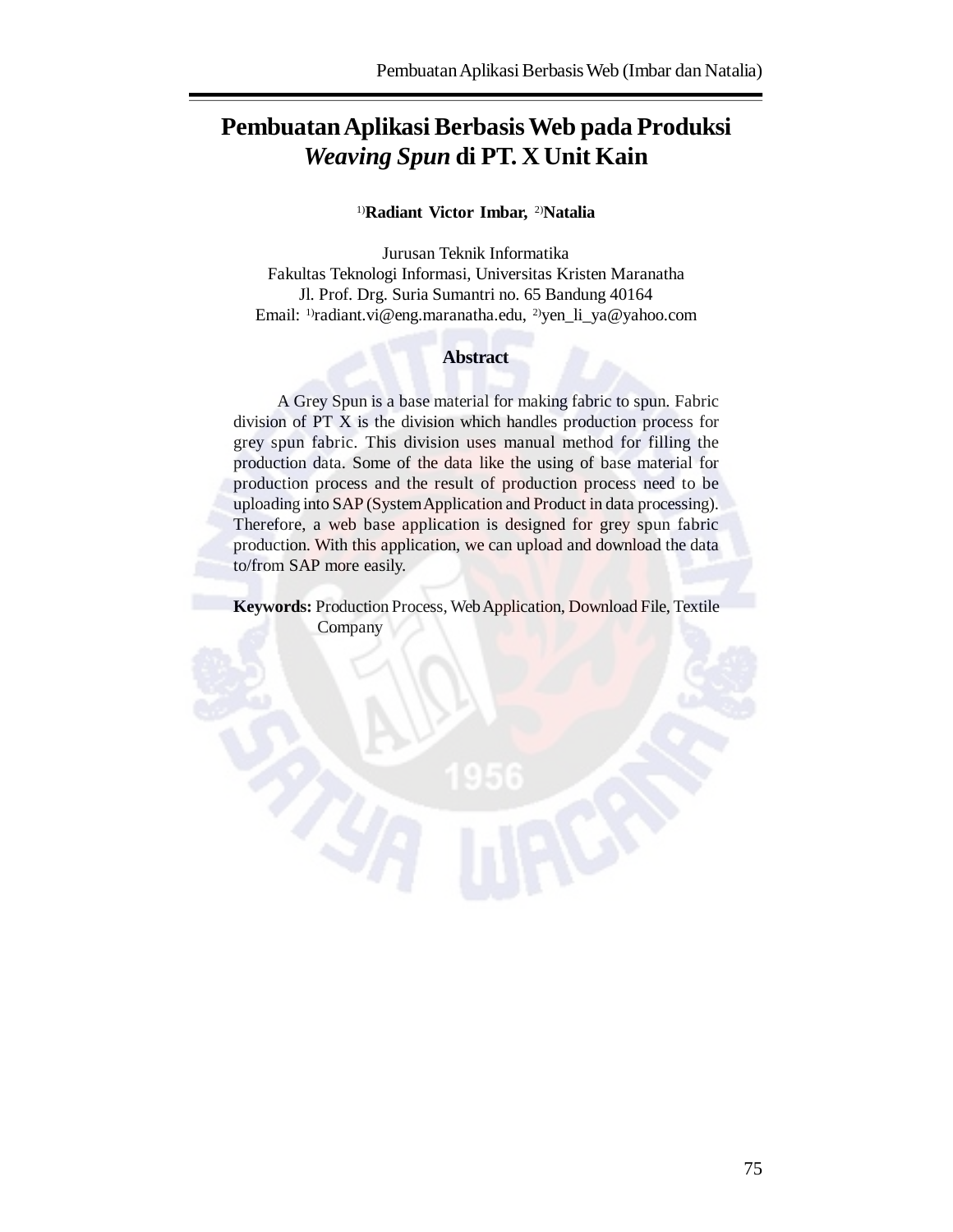# Pembuatan Aplikasi Berbasis Web pada Produksi *Weaving Spun* di PT. X Unit Kain

[1)]**Radiant Victor Imbar,** [2)]**Natalia**

Jurusan Teknik Informatika
Fakultas Teknologi Informasi, Universitas Kristen Maranatha
Jl. Prof. Drg. Suria Sumantri no. 65 Bandung 40164
Email: [1)]radiant.vi@eng.maranatha.edu, [2)]yen_li_ya@yahoo.com

## Abstract

A Grey Spun is a base material for making fabric to spun. Fabric division of PT X is the division which handles production process for grey spun fabric. This division uses manual method for filling the production data. Some of the data like the using of base material for production process and the result of production process need to be uploading into SAP (System Application and Product in data processing). Therefore, a web base application is designed for grey spun fabric production. With this application, we can upload and download the data to/from SAP more easily.

**Keywords:** Production Process, Web Application, Download File, Textile Company